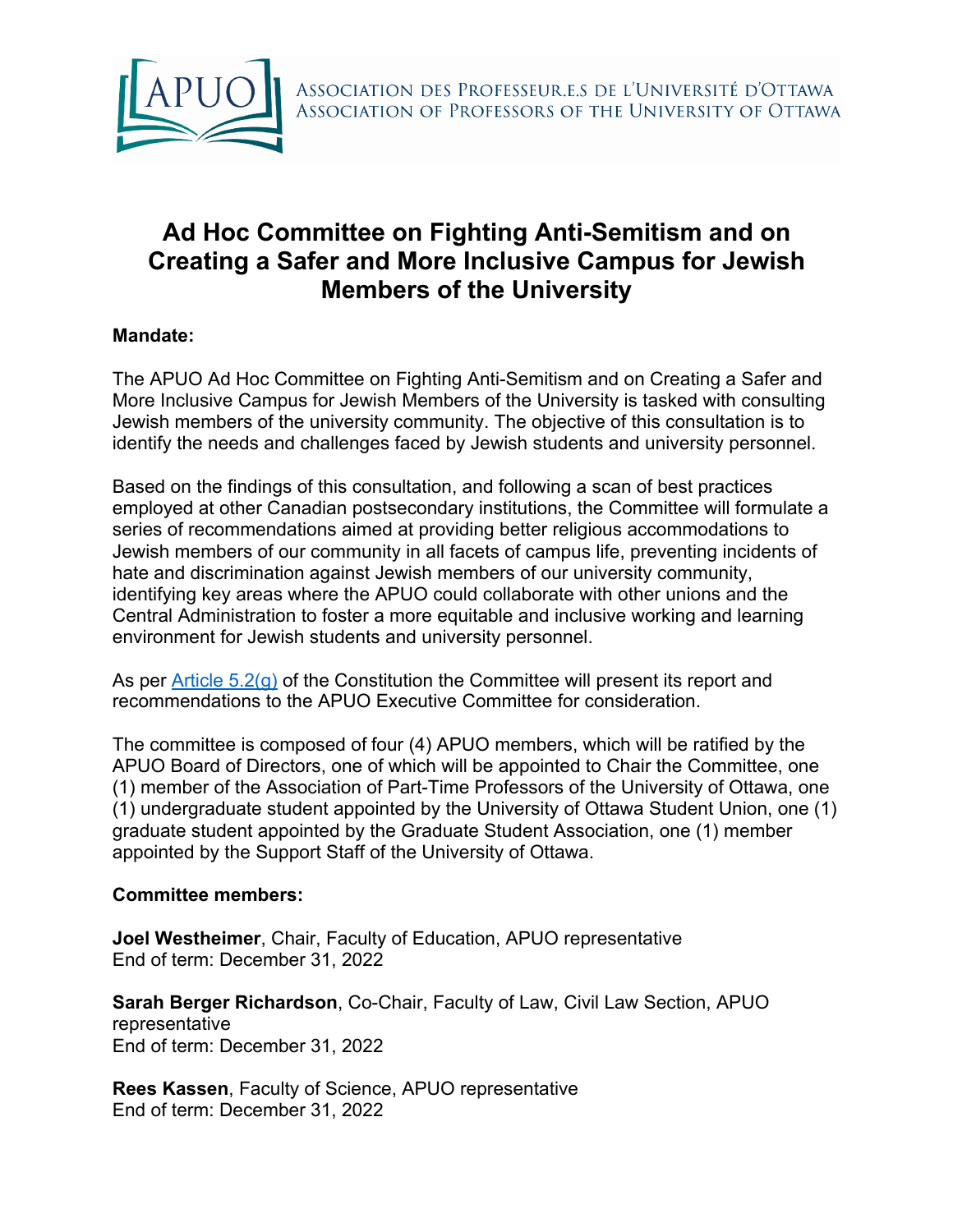# Ad Hoc Committee on Fighting Anti-Semitism and on Creating a Safer and More Inclusive Campus for Jewish Members of the University

**Mandate:**

The APUO Ad Hoc Committee on Fighting Anti-Semitism and on Creating a Safer and More Inclusive Campus for Jewish Members of the University is tasked with consulting Jewish members of the university community. The objective of this consultation is to identify the needs and challenges faced by Jewish students and university personnel.

Based on the findings of this consultation, and following a scan of best practices employed at other Canadian postsecondary institutions, the Committee will formulate a series of recommendations aimed at providing better religious accommodations to Jewish members of our community in all facets of campus life, preventing incidents of hate and discrimination against Jewish members of our university community, identifying key areas where the APUO could collaborate with other unions and the Central Administration to foster a more equitable and inclusive working and learning environment for Jewish students and university personnel.

As per Article 5.2(g) of the Constitution the Committee will present its report and recommendations to the APUO Executive Committee for consideration.

The committee is composed of four (4) APUO members, which will be ratified by the APUO Board of Directors, one of which will be appointed to Chair the Committee, one (1) member of the Association of Part-Time Professors of the University of Ottawa, one (1) undergraduate student appointed by the University of Ottawa Student Union, one (1) graduate student appointed by the Graduate Student Association, one (1) member appointed by the Support Staff of the University of Ottawa.

**Committee members:**

**Joel Westheimer**, Chair, Faculty of Education, APUO representative
End of term: December 31, 2022

**Sarah Berger Richardson**, Co-Chair, Faculty of Law, Civil Law Section, APUO representative
End of term: December 31, 2022

**Rees Kassen**, Faculty of Science, APUO representative
End of term: December 31, 2022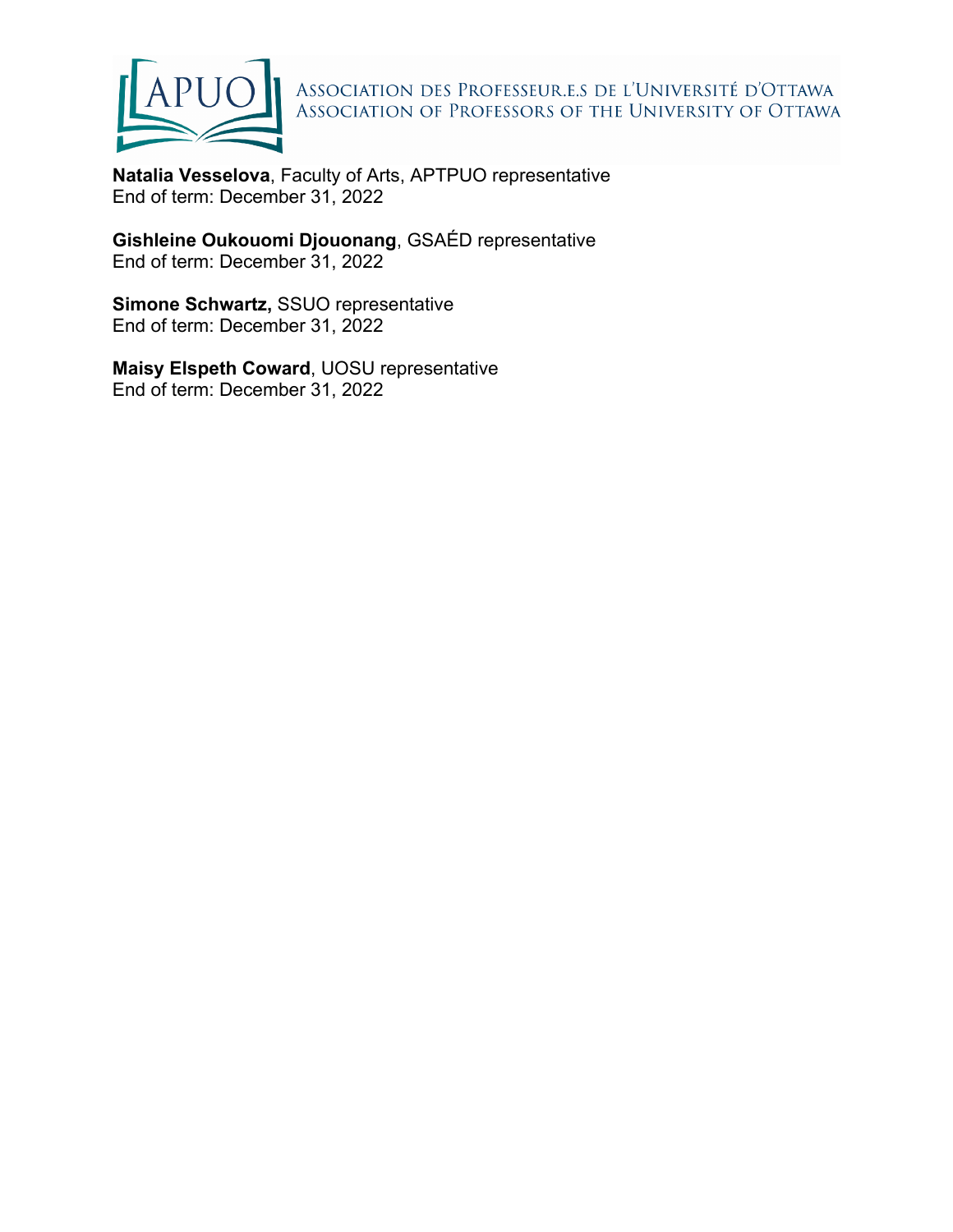**Natalia Vesselova**, Faculty of Arts, APTPUO representative
End of term: December 31, 2022

**Gishleine Oukouomi Djouonang**, GSAÉD representative
End of term: December 31, 2022

**Simone Schwartz,** SSUO representative
End of term: December 31, 2022

**Maisy Elspeth Coward**, UOSU representative
End of term: December 31, 2022